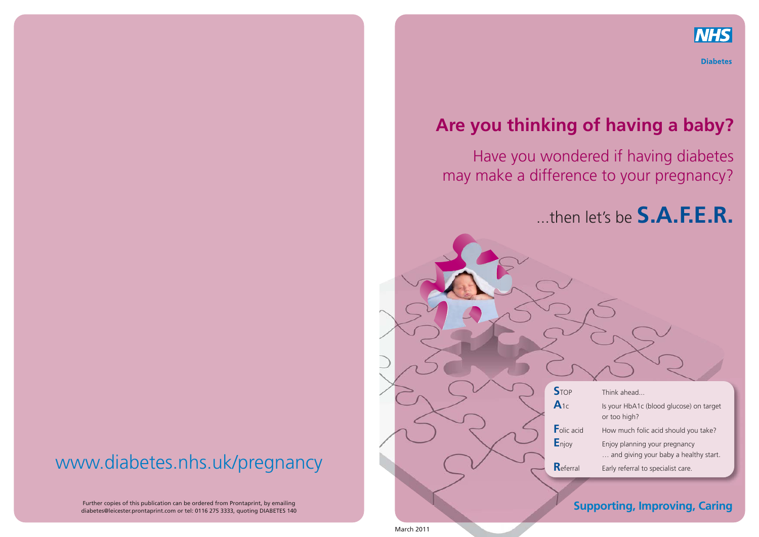NHS

Diabetes

# Are you thinking of having a baby?

## Have you wondered if having diabetes may make a difference to your pregnancy?

## ...then let's be **S.A.F.E.R.**

| | |
|---|---|
| **S**TOP | Think ahead... |
| **A**1c | Is your HbA1c (blood glucose) on target or too high? |
| **F**olic acid | How much folic acid should you take? |
| **E**njoy | Enjoy planning your pregnancy … and giving your baby a healthy start. |
| **R**eferral | Early referral to specialist care. |

**Supporting, Improving, Caring**

March 2011

www.diabetes.nhs.uk/pregnancy

Further copies of this publication can be ordered from Prontaprint, by emailing diabetes@leicester.prontaprint.com or tel: 0116 275 3333, quoting DIABETES 140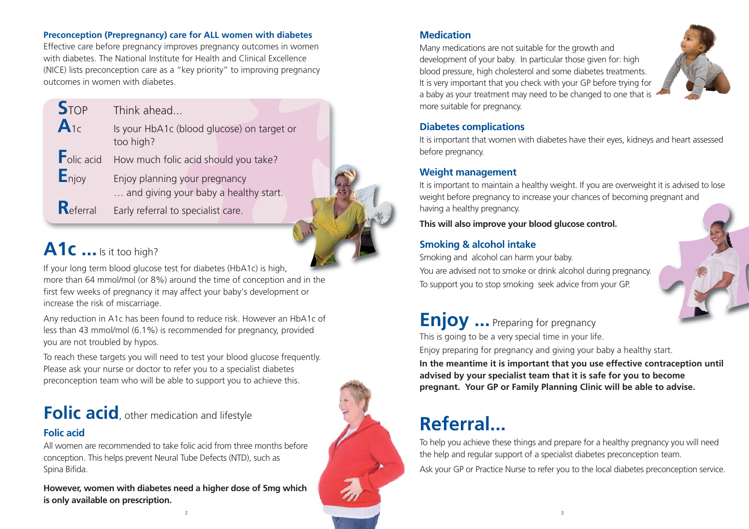#### Preconception (Prepregnancy) care for ALL women with diabetes

Effective care before pregnancy improves pregnancy outcomes in women with diabetes. The National Institute for Health and Clinical Excellence (NICE) lists preconception care as a "key priority" to improving pregnancy outcomes in women with diabetes.

| | |
|---|---|
| **S**TOP | Think ahead... |
| **A**1c | Is your HbA1c (blood glucose) on target or too high? |
| **F**olic acid | How much folic acid should you take? |
| **E**njoy | Enjoy planning your pregnancy … and giving your baby a healthy start. |
| **R**eferral | Early referral to specialist care. |

## A1c ... Is it too high?

If your long term blood glucose test for diabetes (HbA1c) is high, more than 64 mmol/mol (or 8%) around the time of conception and in the first few weeks of pregnancy it may affect your baby's development or increase the risk of miscarriage.

Any reduction in A1c has been found to reduce risk. However an HbA1c of less than 43 mmol/mol (6.1%) is recommended for pregnancy, provided you are not troubled by hypos.

To reach these targets you will need to test your blood glucose frequently. Please ask your nurse or doctor to refer you to a specialist diabetes preconception team who will be able to support you to achieve this.

## Folic acid, other medication and lifestyle

### Folic acid

All women are recommended to take folic acid from three months before conception. This helps prevent Neural Tube Defects (NTD), such as Spina Bifida.

**However, women with diabetes need a higher dose of 5mg which is only available on prescription.**

### Medication

Many medications are not suitable for the growth and development of your baby. In particular those given for: high blood pressure, high cholesterol and some diabetes treatments. It is very important that you check with your GP before trying for a baby as your treatment may need to be changed to one that is more suitable for pregnancy.

### Diabetes complications

It is important that women with diabetes have their eyes, kidneys and heart assessed before pregnancy.

### Weight management

It is important to maintain a healthy weight. If you are overweight it is advised to lose weight before pregnancy to increase your chances of becoming pregnant and having a healthy pregnancy.

**This will also improve your blood glucose control.**

### Smoking & alcohol intake

Smoking and alcohol can harm your baby.

You are advised not to smoke or drink alcohol during pregnancy.

To support you to stop smoking seek advice from your GP.

## Enjoy ... Preparing for pregnancy

This is going to be a very special time in your life.

Enjoy preparing for pregnancy and giving your baby a healthy start.

**In the meantime it is important that you use effective contraception until advised by your specialist team that it is safe for you to become pregnant. Your GP or Family Planning Clinic will be able to advise.**

## Referral...

To help you achieve these things and prepare for a healthy pregnancy you will need the help and regular support of a specialist diabetes preconception team.

Ask your GP or Practice Nurse to refer you to the local diabetes preconception service.